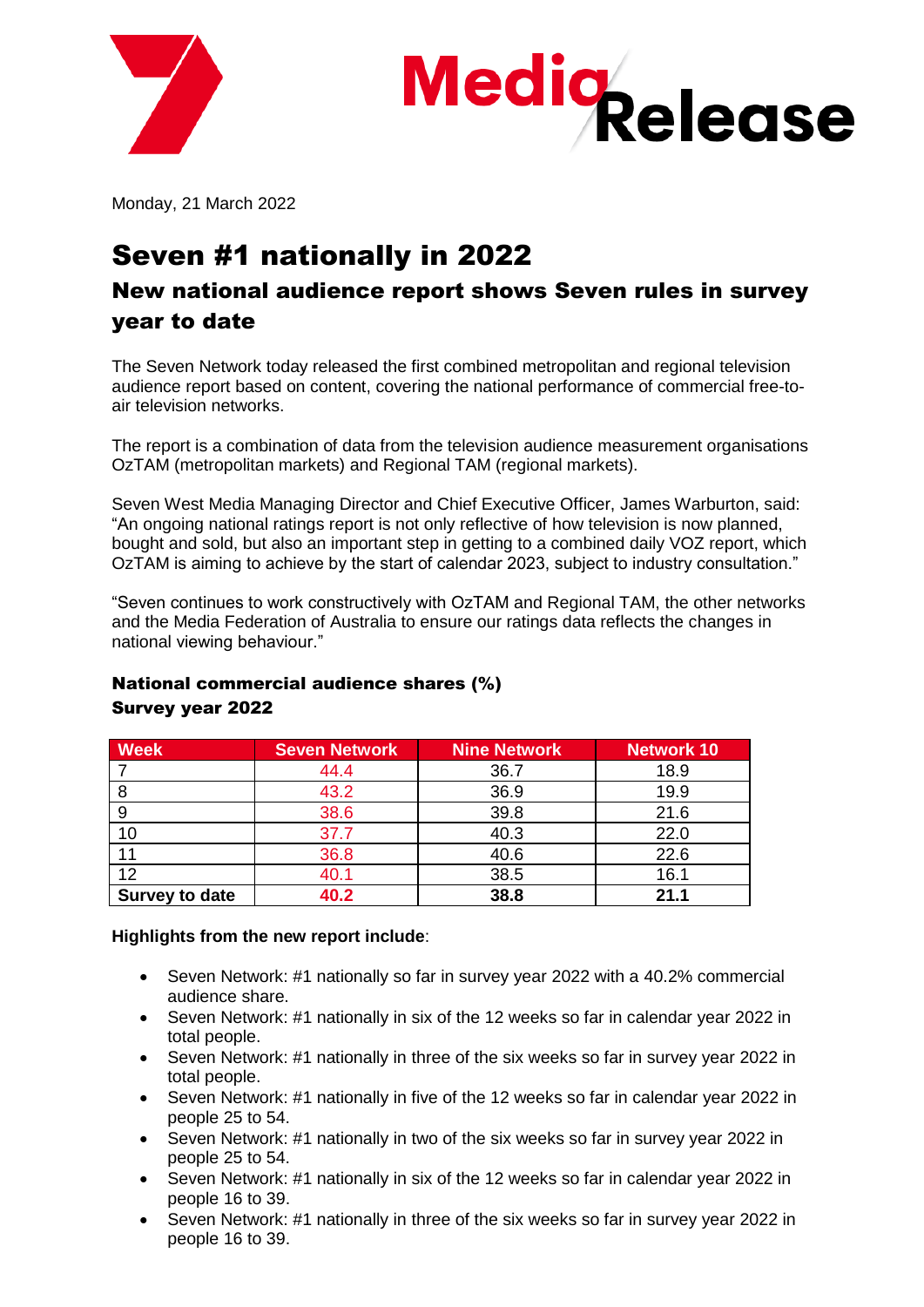Monday, 21 March 2022

# Seven #1 nationally in 2022

## New national audience report shows Seven rules in survey year to date

The Seven Network today released the first combined metropolitan and regional television audience report based on content, covering the national performance of commercial free-to-air television networks.

The report is a combination of data from the television audience measurement organisations OzTAM (metropolitan markets) and Regional TAM (regional markets).

Seven West Media Managing Director and Chief Executive Officer, James Warburton, said: "An ongoing national ratings report is not only reflective of how television is now planned, bought and sold, but also an important step in getting to a combined daily VOZ report, which OzTAM is aiming to achieve by the start of calendar 2023, subject to industry consultation."

"Seven continues to work constructively with OzTAM and Regional TAM, the other networks and the Media Federation of Australia to ensure our ratings data reflects the changes in national viewing behaviour."

### National commercial audience shares (%)
### Survey year 2022

| Week | Seven Network | Nine Network | Network 10 |
|---|---|---|---|
| 7 | 44.4 | 36.7 | 18.9 |
| 8 | 43.2 | 36.9 | 19.9 |
| 9 | 38.6 | 39.8 | 21.6 |
| 10 | 37.7 | 40.3 | 22.0 |
| 11 | 36.8 | 40.6 | 22.6 |
| 12 | 40.1 | 38.5 | 16.1 |
| **Survey to date** | **40.2** | **38.8** | **21.1** |

**Highlights from the new report include**:

- Seven Network: #1 nationally so far in survey year 2022 with a 40.2% commercial audience share.
- Seven Network: #1 nationally in six of the 12 weeks so far in calendar year 2022 in total people.
- Seven Network: #1 nationally in three of the six weeks so far in survey year 2022 in total people.
- Seven Network: #1 nationally in five of the 12 weeks so far in calendar year 2022 in people 25 to 54.
- Seven Network: #1 nationally in two of the six weeks so far in survey year 2022 in people 25 to 54.
- Seven Network: #1 nationally in six of the 12 weeks so far in calendar year 2022 in people 16 to 39.
- Seven Network: #1 nationally in three of the six weeks so far in survey year 2022 in people 16 to 39.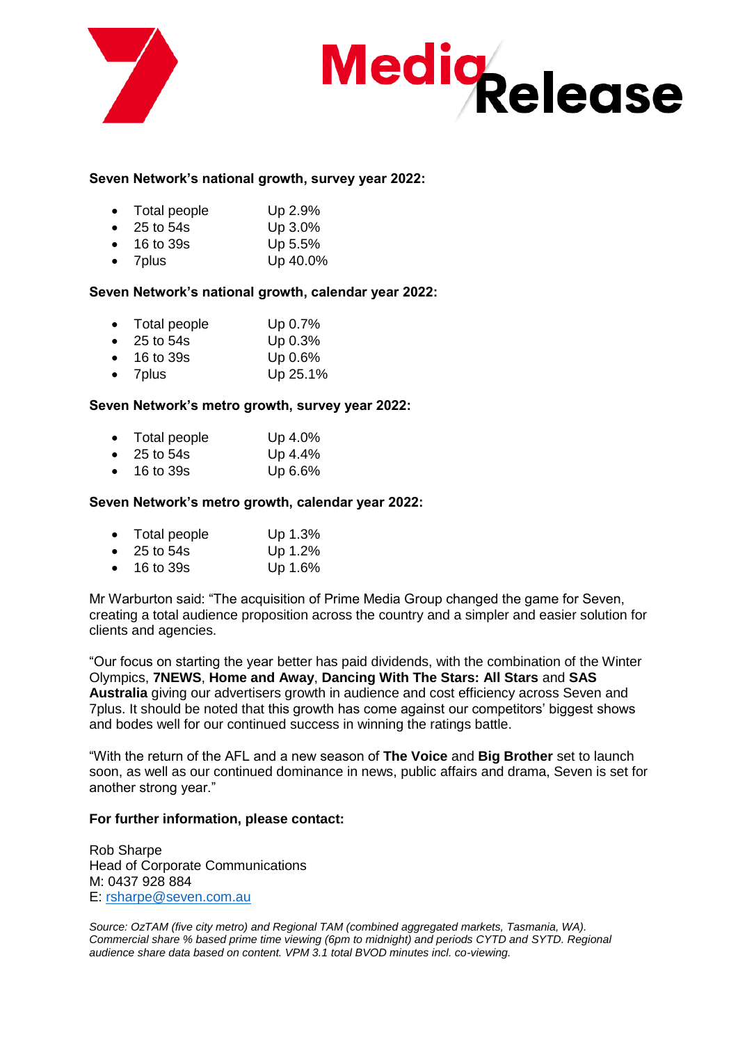**Seven Network's national growth, survey year 2022:**

- Total people Up 2.9%
- 25 to 54s Up 3.0%
- 16 to 39s Up 5.5%
- 7plus Up 40.0%

**Seven Network's national growth, calendar year 2022:**

- Total people Up 0.7%
- 25 to 54s Up 0.3%
- 16 to 39s Up 0.6%
- 7plus Up 25.1%

**Seven Network's metro growth, survey year 2022:**

- Total people Up 4.0%
- 25 to 54s Up 4.4%
- 16 to 39s Up 6.6%

**Seven Network's metro growth, calendar year 2022:**

- Total people Up 1.3%
- 25 to 54s Up 1.2%
- 16 to 39s Up 1.6%

Mr Warburton said: "The acquisition of Prime Media Group changed the game for Seven, creating a total audience proposition across the country and a simpler and easier solution for clients and agencies.

"Our focus on starting the year better has paid dividends, with the combination of the Winter Olympics, **7NEWS**, **Home and Away**, **Dancing With The Stars: All Stars** and **SAS Australia** giving our advertisers growth in audience and cost efficiency across Seven and 7plus. It should be noted that this growth has come against our competitors' biggest shows and bodes well for our continued success in winning the ratings battle.

"With the return of the AFL and a new season of **The Voice** and **Big Brother** set to launch soon, as well as our continued dominance in news, public affairs and drama, Seven is set for another strong year."

**For further information, please contact:**

Rob Sharpe
Head of Corporate Communications
M: 0437 928 884
E: rsharpe@seven.com.au

*Source: OzTAM (five city metro) and Regional TAM (combined aggregated markets, Tasmania, WA). Commercial share % based prime time viewing (6pm to midnight) and periods CYTD and SYTD. Regional audience share data based on content. VPM 3.1 total BVOD minutes incl. co-viewing.*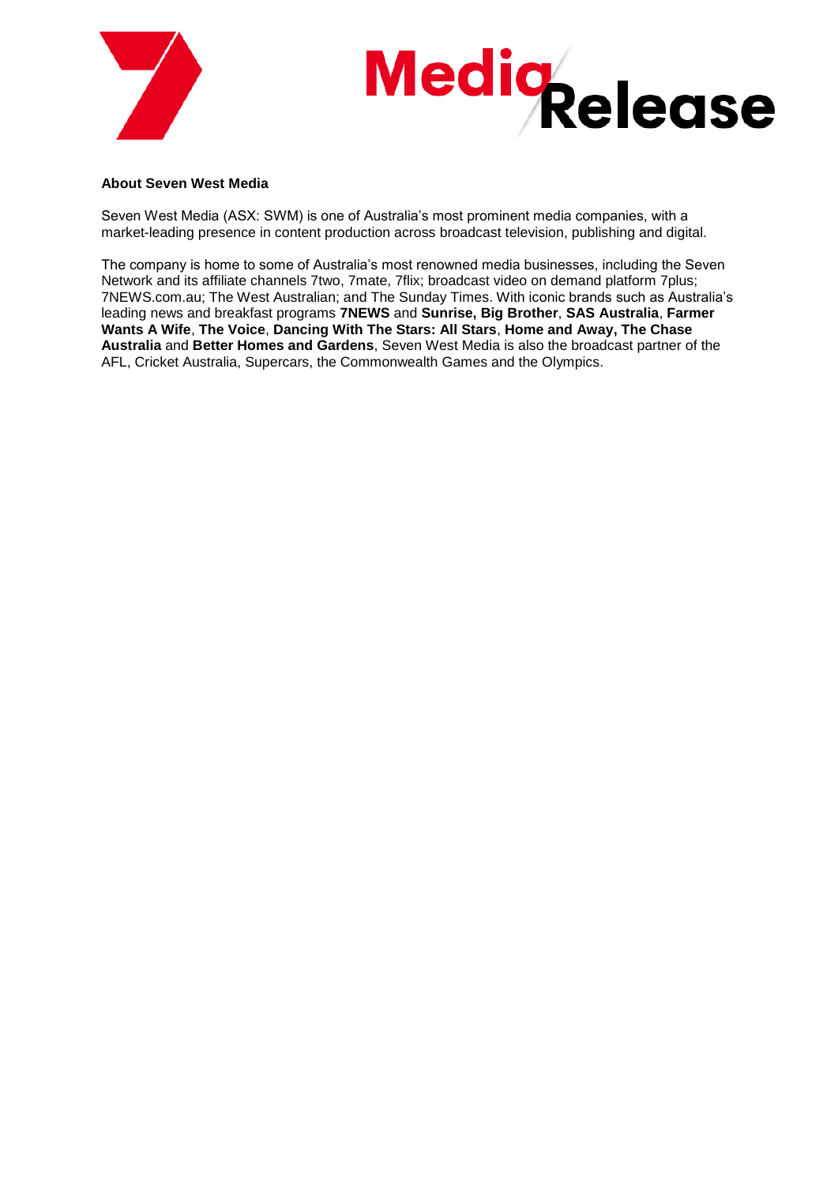**About Seven West Media**

Seven West Media (ASX: SWM) is one of Australia's most prominent media companies, with a market-leading presence in content production across broadcast television, publishing and digital.

The company is home to some of Australia's most renowned media businesses, including the Seven Network and its affiliate channels 7two, 7mate, 7flix; broadcast video on demand platform 7plus; 7NEWS.com.au; The West Australian; and The Sunday Times. With iconic brands such as Australia's leading news and breakfast programs **7NEWS** and **Sunrise, Big Brother**, **SAS Australia**, **Farmer Wants A Wife**, **The Voice**, **Dancing With The Stars: All Stars**, **Home and Away, The Chase Australia** and **Better Homes and Gardens**, Seven West Media is also the broadcast partner of the AFL, Cricket Australia, Supercars, the Commonwealth Games and the Olympics.